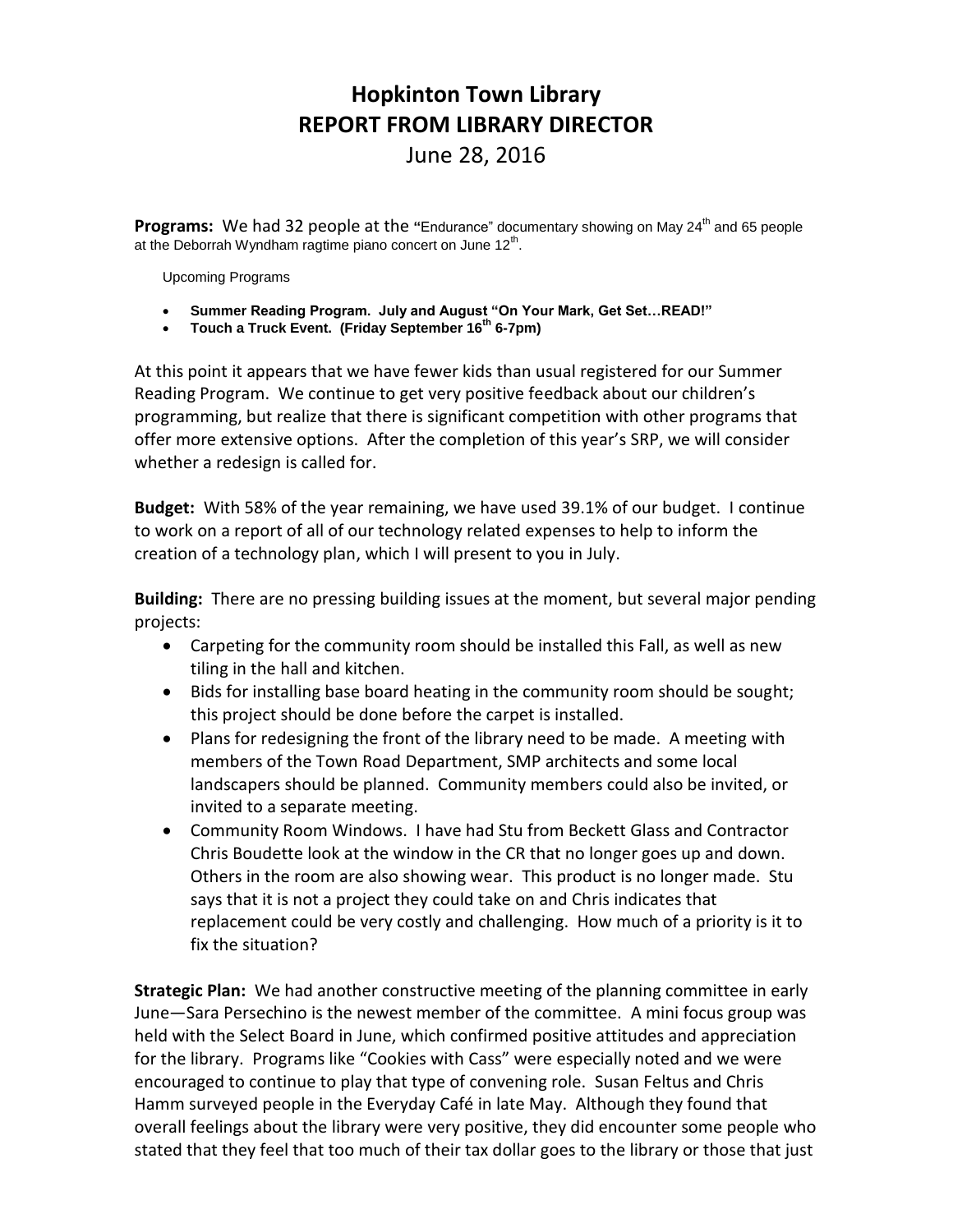# Hopkinton Town Library
# REPORT FROM LIBRARY DIRECTOR
June 28, 2016

**Programs:** We had 32 people at the "Endurance" documentary showing on May 24th and 65 people at the Deborrah Wyndham ragtime piano concert on June 12th.

Upcoming Programs

- **Summer Reading Program. July and August "On Your Mark, Get Set…READ!"**
- **Touch a Truck Event. (Friday September 16th 6-7pm)**

At this point it appears that we have fewer kids than usual registered for our Summer Reading Program. We continue to get very positive feedback about our children's programming, but realize that there is significant competition with other programs that offer more extensive options. After the completion of this year's SRP, we will consider whether a redesign is called for.

**Budget:** With 58% of the year remaining, we have used 39.1% of our budget. I continue to work on a report of all of our technology related expenses to help to inform the creation of a technology plan, which I will present to you in July.

**Building:** There are no pressing building issues at the moment, but several major pending projects:

- Carpeting for the community room should be installed this Fall, as well as new tiling in the hall and kitchen.
- Bids for installing base board heating in the community room should be sought; this project should be done before the carpet is installed.
- Plans for redesigning the front of the library need to be made. A meeting with members of the Town Road Department, SMP architects and some local landscapers should be planned. Community members could also be invited, or invited to a separate meeting.
- Community Room Windows. I have had Stu from Beckett Glass and Contractor Chris Boudette look at the window in the CR that no longer goes up and down. Others in the room are also showing wear. This product is no longer made. Stu says that it is not a project they could take on and Chris indicates that replacement could be very costly and challenging. How much of a priority is it to fix the situation?

**Strategic Plan:** We had another constructive meeting of the planning committee in early June—Sara Persechino is the newest member of the committee. A mini focus group was held with the Select Board in June, which confirmed positive attitudes and appreciation for the library. Programs like "Cookies with Cass" were especially noted and we were encouraged to continue to play that type of convening role. Susan Feltus and Chris Hamm surveyed people in the Everyday Café in late May. Although they found that overall feelings about the library were very positive, they did encounter some people who stated that they feel that too much of their tax dollar goes to the library or those that just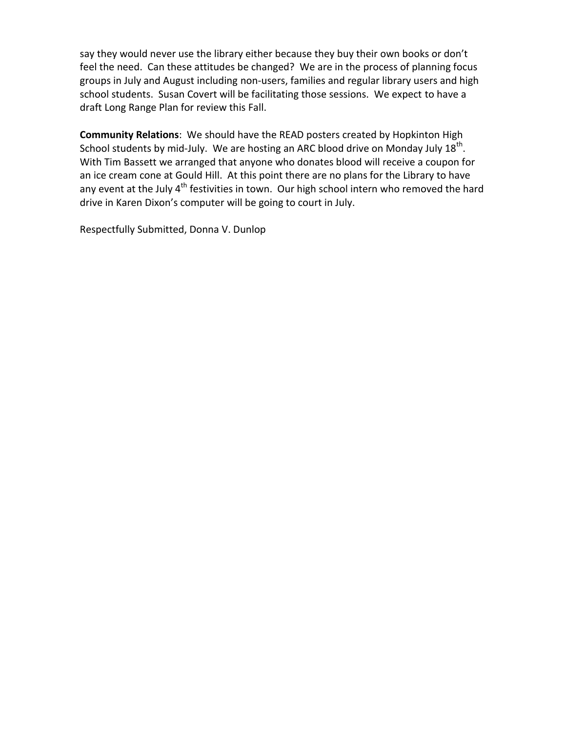say they would never use the library either because they buy their own books or don't feel the need. Can these attitudes be changed? We are in the process of planning focus groups in July and August including non-users, families and regular library users and high school students. Susan Covert will be facilitating those sessions. We expect to have a draft Long Range Plan for review this Fall.

**Community Relations**: We should have the READ posters created by Hopkinton High School students by mid-July. We are hosting an ARC blood drive on Monday July 18th. With Tim Bassett we arranged that anyone who donates blood will receive a coupon for an ice cream cone at Gould Hill. At this point there are no plans for the Library to have any event at the July 4th festivities in town. Our high school intern who removed the hard drive in Karen Dixon's computer will be going to court in July.

Respectfully Submitted, Donna V. Dunlop